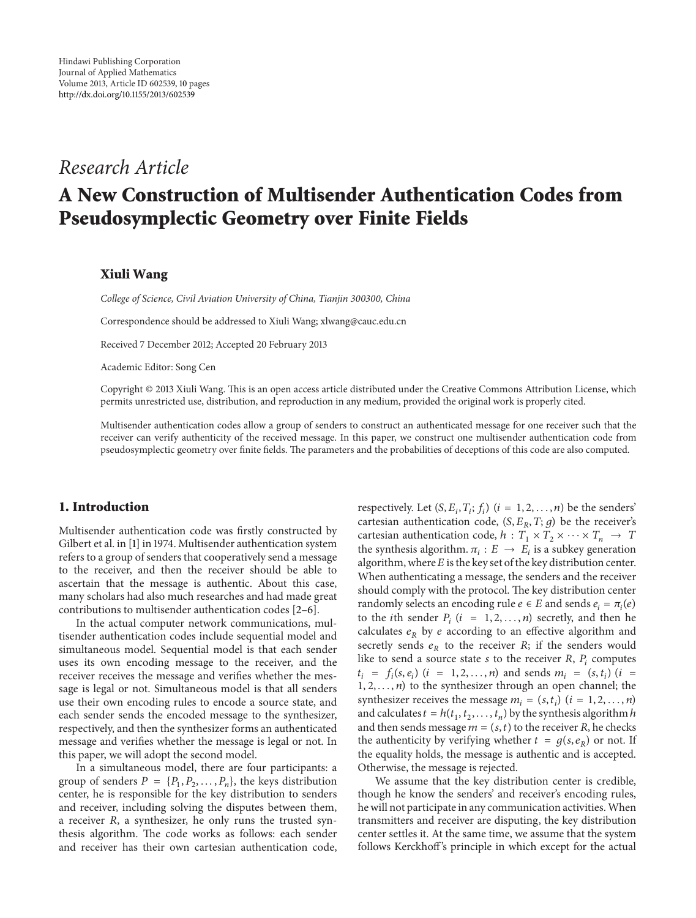Hindawi Publishing Corporation
Journal of Applied Mathematics
Volume 2013, Article ID 602539, 10 pages
http://dx.doi.org/10.1155/2013/602539

*Research Article*

# A New Construction of Multisender Authentication Codes from Pseudosymplectic Geometry over Finite Fields

**Xiuli Wang**

*College of Science, Civil Aviation University of China, Tianjin 300300, China*

Correspondence should be addressed to Xiuli Wang; xlwang@cauc.edu.cn

Received 7 December 2012; Accepted 20 February 2013

Academic Editor: Song Cen

Copyright © 2013 Xiuli Wang. This is an open access article distributed under the Creative Commons Attribution License, which permits unrestricted use, distribution, and reproduction in any medium, provided the original work is properly cited.

Multisender authentication codes allow a group of senders to construct an authenticated message for one receiver such that the receiver can verify authenticity of the received message. In this paper, we construct one multisender authentication code from pseudosymplectic geometry over finite fields. The parameters and the probabilities of deceptions of this code are also computed.

## 1. Introduction

Multisender authentication code was firstly constructed by Gilbert et al. in [1] in 1974. Multisender authentication system refers to a group of senders that cooperatively send a message to the receiver, and then the receiver should be able to ascertain that the message is authentic. About this case, many scholars had also much researches and had made great contributions to multisender authentication codes [2–6].

In the actual computer network communications, multisender authentication codes include sequential model and simultaneous model. Sequential model is that each sender uses its own encoding message to the receiver, and the receiver receives the message and verifies whether the message is legal or not. Simultaneous model is that all senders use their own encoding rules to encode a source state, and each sender sends the encoded message to the synthesizer, respectively, and then the synthesizer forms an authenticated message and verifies whether the message is legal or not. In this paper, we will adopt the second model.

In a simultaneous model, there are four participants: a group of senders $P = \{P_1, P_2, \ldots, P_n\}$, the keys distribution center, he is responsible for the key distribution to senders and receiver, including solving the disputes between them, a receiver $R$, a synthesizer, he only runs the trusted synthesis algorithm. The code works as follows: each sender and receiver has their own cartesian authentication code, respectively. Let $(S, E_i, T_i; f_i)$ $(i = 1, 2, \ldots, n)$ be the senders' cartesian authentication code, $(S, E_R, T; g)$ be the receiver's cartesian authentication code, $h : T_1 \times T_2 \times \cdots \times T_n \rightarrow T$ the synthesis algorithm. $\pi_i : E \rightarrow E_i$ is a subkey generation algorithm, where $E$ is the key set of the key distribution center. When authenticating a message, the senders and the receiver should comply with the protocol. The key distribution center randomly selects an encoding rule $e \in E$ and sends $e_i = \pi_i(e)$ to the $i$th sender $P_i$ $(i = 1, 2, \ldots, n)$ secretly, and then he calculates $e_R$ by $e$ according to an effective algorithm and secretly sends $e_R$ to the receiver $R$; if the senders would like to send a source state $s$ to the receiver $R$, $P_i$ computes $t_i = f_i(s, e_i)$ $(i = 1, 2, \ldots, n)$ and sends $m_i = (s, t_i)$ $(i = 1, 2, \ldots, n)$ to the synthesizer through an open channel; the synthesizer receives the message $m_i = (s, t_i)$ $(i = 1, 2, \ldots, n)$ and calculates $t = h(t_1, t_2, \ldots, t_n)$ by the synthesis algorithm $h$ and then sends message $m = (s, t)$ to the receiver $R$, he checks the authenticity by verifying whether $t = g(s, e_R)$ or not. If the equality holds, the message is authentic and is accepted. Otherwise, the message is rejected.

We assume that the key distribution center is credible, though he know the senders' and receiver's encoding rules, he will not participate in any communication activities. When transmitters and receiver are disputing, the key distribution center settles it. At the same time, we assume that the system follows Kerckhoff's principle in which except for the actual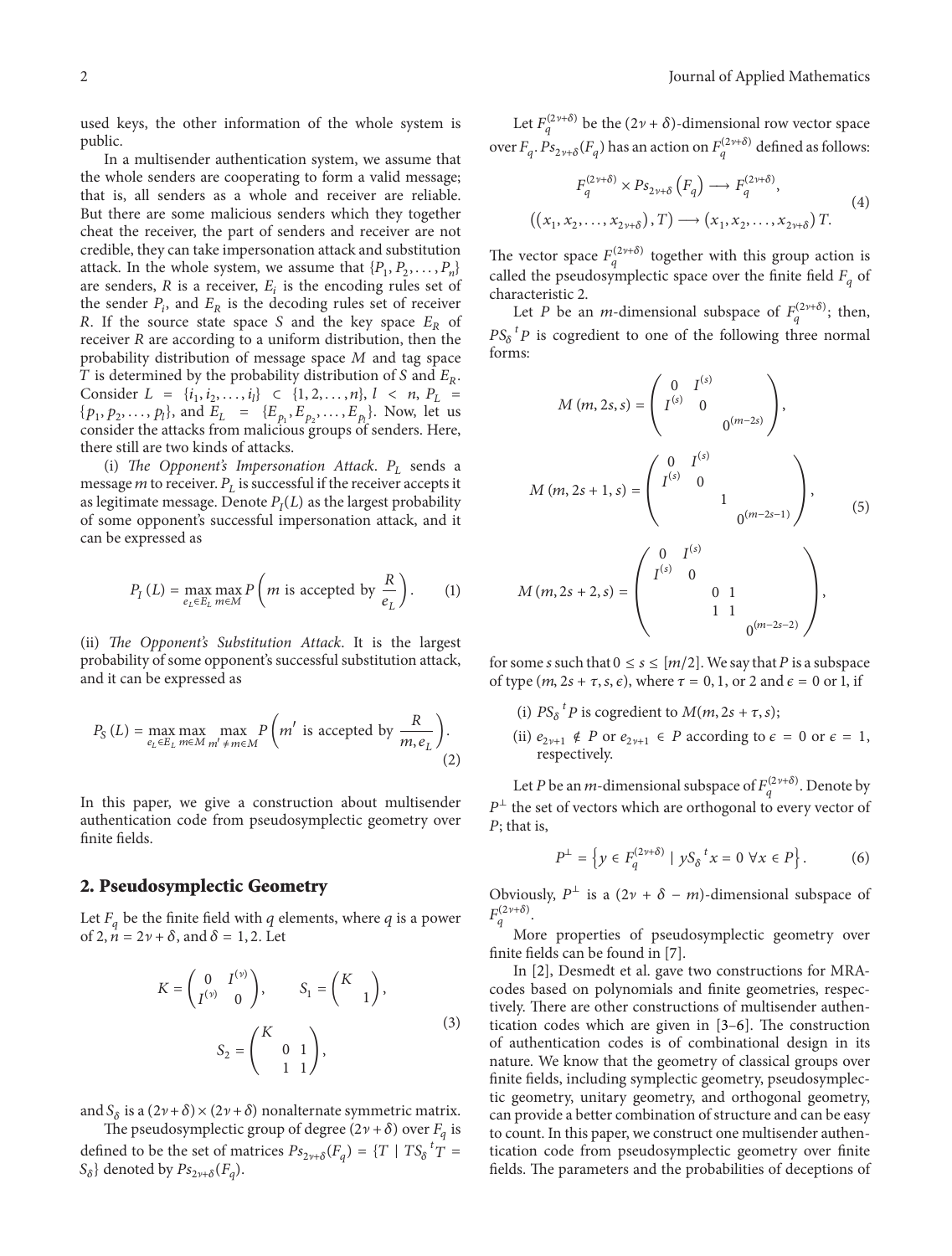used keys, the other information of the whole system is public.

In a multisender authentication system, we assume that the whole senders are cooperating to form a valid message; that is, all senders as a whole and receiver are reliable. But there are some malicious senders which they together cheat the receiver, the part of senders and receiver are not credible, they can take impersonation attack and substitution attack. In the whole system, we assume that $\{P_1, P_2, \ldots, P_n\}$ are senders, $R$ is a receiver, $E_i$ is the encoding rules set of the sender $P_i$, and $E_R$ is the decoding rules set of receiver $R$. If the source state space $S$ and the key space $E_R$ of receiver $R$ are according to a uniform distribution, then the probability distribution of message space $M$ and tag space $T$ is determined by the probability distribution of $S$ and $E_R$. Consider $L = \{i_1, i_2, \ldots, i_l\} \subset \{1, 2, \ldots, n\}$, $l < n$, $P_L = \{p_1, p_2, \ldots, p_l\}$, and $E_L = \{E_{p_1}, E_{p_2}, \ldots, E_{p_l}\}$. Now, let us consider the attacks from malicious groups of senders. Here, there still are two kinds of attacks.

(i) *The Opponent's Impersonation Attack*. $P_L$ sends a message $m$ to receiver. $P_L$ is successful if the receiver accepts it as legitimate message. Denote $P_I(L)$ as the largest probability of some opponent's successful impersonation attack, and it can be expressed as

$$P_I(L) = \max_{e_L \in E_L} \max_{m \in M} P\left(m \text{ is accepted by } \frac{R}{e_L}\right). \quad (1)$$

(ii) *The Opponent's Substitution Attack*. It is the largest probability of some opponent's successful substitution attack, and it can be expressed as

$$P_S(L) = \max_{e_L \in E_L} \max_{m \in M} \max_{m' \neq m \in M} P\left(m' \text{ is accepted by } \frac{R}{m, e_L}\right). \quad (2)$$

In this paper, we give a construction about multisender authentication code from pseudosymplectic geometry over finite fields.

## 2. Pseudosymplectic Geometry

Let $F_q$ be the finite field with $q$ elements, where $q$ is a power of 2, $n = 2\nu + \delta$, and $\delta = 1, 2$. Let

$$K = \begin{pmatrix} 0 & I^{(\nu)} \\ I^{(\nu)} & 0 \end{pmatrix}, \qquad S_1 = \begin{pmatrix} K & \\ & 1 \end{pmatrix},$$
$$S_2 = \begin{pmatrix} K & & \\ & 0 & 1 \\ & 1 & 1 \end{pmatrix}, \quad (3)$$

and $S_\delta$ is a $(2\nu+\delta) \times (2\nu+\delta)$ nonalternate symmetric matrix.

The pseudosymplectic group of degree $(2\nu+\delta)$ over $F_q$ is defined to be the set of matrices $Ps_{2\nu+\delta}(F_q) = \{T \mid TS_\delta {}^tT = S_\delta\}$ denoted by $Ps_{2\nu+\delta}(F_q)$.

Let $F_q^{(2\nu+\delta)}$ be the $(2\nu+\delta)$-dimensional row vector space over $F_q$. $Ps_{2\nu+\delta}(F_q)$ has an action on $F_q^{(2\nu+\delta)}$ defined as follows:

$$F_q^{(2\nu+\delta)} \times Ps_{2\nu+\delta}(F_q) \longrightarrow F_q^{(2\nu+\delta)},$$
$$((x_1, x_2, \ldots, x_{2\nu+\delta}), T) \longrightarrow (x_1, x_2, \ldots, x_{2\nu+\delta})\,T. \quad (4)$$

The vector space $F_q^{(2\nu+\delta)}$ together with this group action is called the pseudosymplectic space over the finite field $F_q$ of characteristic 2.

Let $P$ be an $m$-dimensional subspace of $F_q^{(2\nu+\delta)}$; then, $PS_\delta {}^tP$ is cogredient to one of the following three normal forms:

$$M(m, 2s, s) = \begin{pmatrix} 0 & I^{(s)} & \\ I^{(s)} & 0 & \\ & & 0^{(m-2s)} \end{pmatrix},$$

$$M(m, 2s+1, s) = \begin{pmatrix} 0 & I^{(s)} & & \\ I^{(s)} & 0 & & \\ & & 1 & \\ & & & 0^{(m-2s-1)} \end{pmatrix}, \quad (5)$$

$$M(m, 2s+2, s) = \begin{pmatrix} 0 & I^{(s)} & & & \\ I^{(s)} & 0 & & & \\ & & 0 & 1 & \\ & & 1 & 1 & \\ & & & & 0^{(m-2s-2)} \end{pmatrix},$$

for some $s$ such that $0 \le s \le [m/2]$. We say that $P$ is a subspace of type $(m, 2s+\tau, s, \epsilon)$, where $\tau = 0, 1$, or 2 and $\epsilon = 0$ or 1, if

(i) $PS_\delta {}^tP$ is cogredient to $M(m, 2s+\tau, s)$;

(ii) $e_{2\nu+1} \notin P$ or $e_{2\nu+1} \in P$ according to $\epsilon = 0$ or $\epsilon = 1$, respectively.

Let $P$ be an $m$-dimensional subspace of $F_q^{(2\nu+\delta)}$. Denote by $P^\perp$ the set of vectors which are orthogonal to every vector of $P$; that is,

$$P^\perp = \left\{ y \in F_q^{(2\nu+\delta)} \mid yS_\delta {}^tx = 0 \ \forall x \in P \right\}. \quad (6)$$

Obviously, $P^\perp$ is a $(2\nu+\delta-m)$-dimensional subspace of $F_q^{(2\nu+\delta)}$.

More properties of pseudosymplectic geometry over finite fields can be found in [7].

In [2], Desmedt et al. gave two constructions for MRA-codes based on polynomials and finite geometries, respectively. There are other constructions of multisender authentication codes which are given in [3–6]. The construction of authentication codes is of combinational design in its nature. We know that the geometry of classical groups over finite fields, including symplectic geometry, pseudosymplectic geometry, unitary geometry, and orthogonal geometry, can provide a better combination of structure and can be easy to count. In this paper, we construct one multisender authentication code from pseudosymplectic geometry over finite fields. The parameters and the probabilities of deceptions of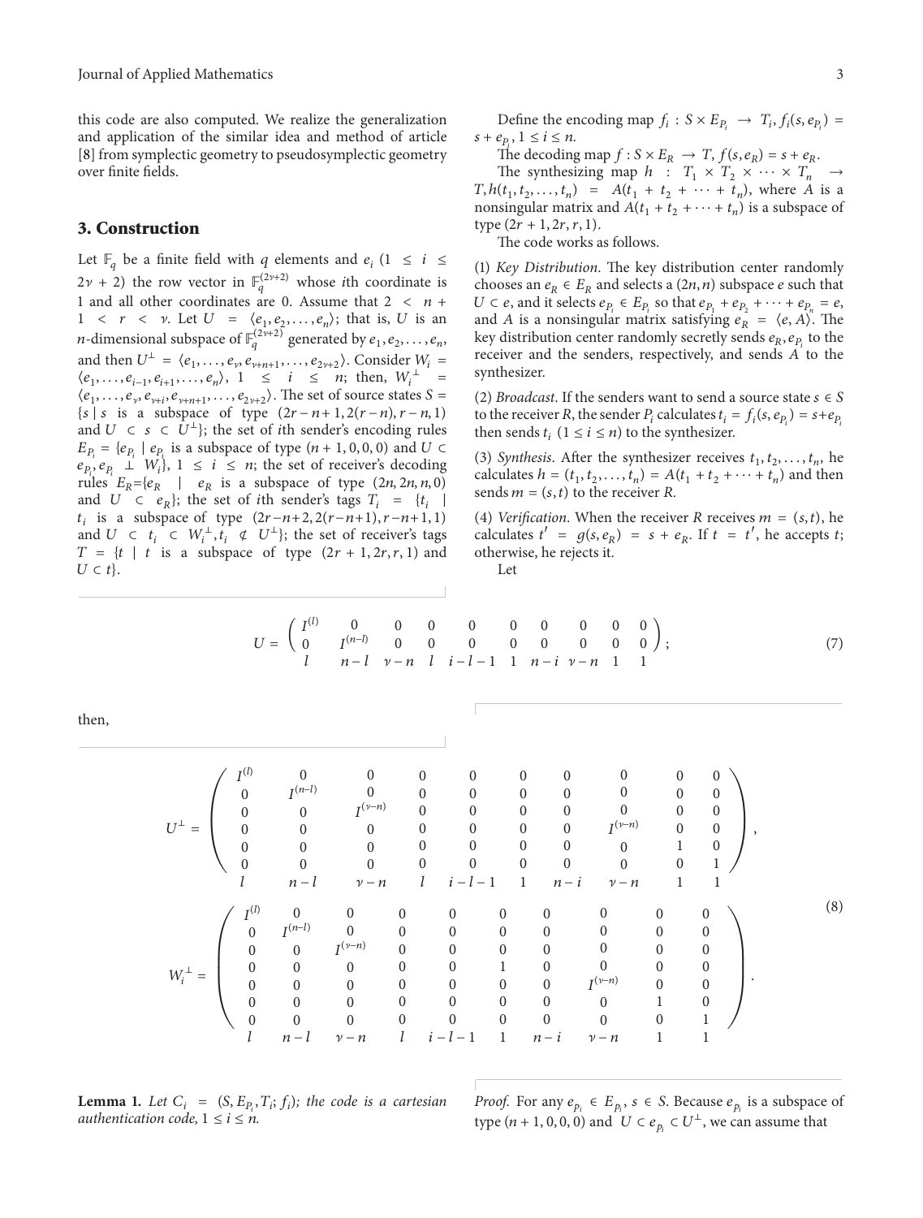this code are also computed. We realize the generalization and application of the similar idea and method of article [8] from symplectic geometry to pseudosymplectic geometry over finite fields.

## 3. Construction

Let $\mathbb{F}_q$ be a finite field with $q$ elements and $e_i$ $(1 \leq i \leq 2\nu+2)$ the row vector in $\mathbb{F}_q^{(2\nu+2)}$ whose $i$th coordinate is 1 and all other coordinates are 0. Assume that $2 < n+1 < r < \nu$. Let $U = \langle e_1, e_2, \ldots, e_n \rangle$; that is, $U$ is an $n$-dimensional subspace of $\mathbb{F}_q^{(2\nu+2)}$ generated by $e_1, e_2, \ldots, e_n$, and then $U^{\perp} = \langle e_1, \ldots, e_\nu, e_{\nu+n+1}, \ldots, e_{2\nu+2} \rangle$. Consider $W_i = \langle e_1, \ldots, e_{i-1}, e_{i+1}, \ldots, e_n \rangle$, $1 \leq i \leq n$; then, $W_i^{\perp} = \langle e_1, \ldots, e_\nu, e_{\nu+i}, e_{\nu+n+1}, \ldots, e_{2\nu+2} \rangle$. The set of source states $S = \{s \mid s$ is a subspace of type $(2r-n+1, 2(r-n), r-n, 1)$ and $U \subset s \subset U^{\perp}\}$; the set of $i$th sender's encoding rules $E_{P_i} = \{e_{P_i} \mid e_{P_i}$ is a subspace of type $(n+1, 0, 0, 0)$ and $U \subset e_{P_i}, e_{P_i} \perp W_i\}$, $1 \leq i \leq n$; the set of receiver's decoding rules $E_R = \{e_R \mid e_R$ is a subspace of type $(2n, 2n, n, 0)$ and $U \subset e_R\}$; the set of $i$th sender's tags $T_i = \{t_i \mid t_i$ is a subspace of type $(2r-n+2, 2(r-n+1), r-n+1, 1)$ and $U \subset t_i \subset W_i^{\perp}, t_i \not\subset U^{\perp}\}$; the set of receiver's tags $T = \{t \mid t$ is a subspace of type $(2r+1, 2r, r, 1)$ and $U \subset t\}$.

Define the encoding map $f_i : S \times E_{P_i} \to T_i$, $f_i(s, e_{P_i}) = s + e_{P_i}$, $1 \leq i \leq n$.

The decoding map $f : S \times E_R \to T$, $f(s, e_R) = s + e_R$.

The synthesizing map $h : T_1 \times T_2 \times \cdots \times T_n \to T$, $h(t_1, t_2, \ldots, t_n) = A(t_1 + t_2 + \cdots + t_n)$, where $A$ is a nonsingular matrix and $A(t_1 + t_2 + \cdots + t_n)$ is a subspace of type $(2r+1, 2r, r, 1)$.

The code works as follows.

(1) *Key Distribution*. The key distribution center randomly chooses an $e_R \in E_R$ and selects a $(2n, n)$ subspace $e$ such that $U \subset e$, and it selects $e_{P_i} \in E_{P_i}$ so that $e_{P_1} + e_{P_2} + \cdots + e_{P_n} = e$, and $A$ is a nonsingular matrix satisfying $e_R = \langle e, A \rangle$. The key distribution center randomly secretly sends $e_R, e_{P_i}$ to the receiver and the senders, respectively, and sends $A$ to the synthesizer.

(2) *Broadcast*. If the senders want to send a source state $s \in S$ to the receiver $R$, the sender $P_i$ calculates $t_i = f_i(s, e_{P_i}) = s + e_{P_i}$ then sends $t_i$ $(1 \leq i \leq n)$ to the synthesizer.

(3) *Synthesis*. After the synthesizer receives $t_1, t_2, \ldots, t_n$, he calculates $h = (t_1, t_2, \ldots, t_n) = A(t_1 + t_2 + \cdots + t_n)$ and then sends $m = (s, t)$ to the receiver $R$.

(4) *Verification*. When the receiver $R$ receives $m = (s, t)$, he calculates $t' = g(s, e_R) = s + e_R$. If $t = t'$, he accepts $t$; otherwise, he rejects it.

Let

$$U = \begin{pmatrix} I^{(l)} & 0 & 0 & 0 & 0 & 0 & 0 & 0 & 0 & 0 \\ 0 & I^{(n-l)} & 0 & 0 & 0 & 0 & 0 & 0 & 0 & 0 \\ l & n-l & \nu-n & l & i-l-1 & 1 & n-i & \nu-n & 1 & 1 \end{pmatrix}; \tag{7}$$

then,

$$U^{\perp} = \begin{pmatrix} I^{(l)} & 0 & 0 & 0 & 0 & 0 & 0 & 0 & 0 & 0 \\ 0 & I^{(n-l)} & 0 & 0 & 0 & 0 & 0 & 0 & 0 & 0 \\ 0 & 0 & I^{(\nu-n)} & 0 & 0 & 0 & 0 & 0 & 0 & 0 \\ 0 & 0 & 0 & 0 & 0 & 0 & 0 & I^{(\nu-n)} & 0 & 0 \\ 0 & 0 & 0 & 0 & 0 & 0 & 0 & 0 & 1 & 0 \\ 0 & 0 & 0 & 0 & 0 & 0 & 0 & 0 & 0 & 1 \\ l & n-l & \nu-n & l & i-l-1 & 1 & n-i & \nu-n & 1 & 1 \end{pmatrix},$$

$$W_i^{\perp} = \begin{pmatrix} I^{(l)} & 0 & 0 & 0 & 0 & 0 & 0 & 0 & 0 & 0 \\ 0 & I^{(n-l)} & 0 & 0 & 0 & 0 & 0 & 0 & 0 & 0 \\ 0 & 0 & I^{(\nu-n)} & 0 & 0 & 0 & 0 & 0 & 0 & 0 \\ 0 & 0 & 0 & 0 & 0 & 1 & 0 & 0 & 0 & 0 \\ 0 & 0 & 0 & 0 & 0 & 0 & 0 & I^{(\nu-n)} & 0 & 0 \\ 0 & 0 & 0 & 0 & 0 & 0 & 0 & 0 & 1 & 0 \\ 0 & 0 & 0 & 0 & 0 & 0 & 0 & 0 & 0 & 1 \\ l & n-l & \nu-n & l & i-l-1 & 1 & n-i & \nu-n & 1 & 1 \end{pmatrix}. \tag{8}$$

**Lemma 1.** *Let $C_i = (S, E_{P_i}, T_i; f_i)$; the code is a cartesian authentication code, $1 \leq i \leq n$.*

*Proof.* For any $e_{p_i} \in E_{p_i}$, $s \in S$. Because $e_{p_i}$ is a subspace of type $(n+1, 0, 0, 0)$ and $U \subset e_{p_i} \subset U^{\perp}$, we can assume that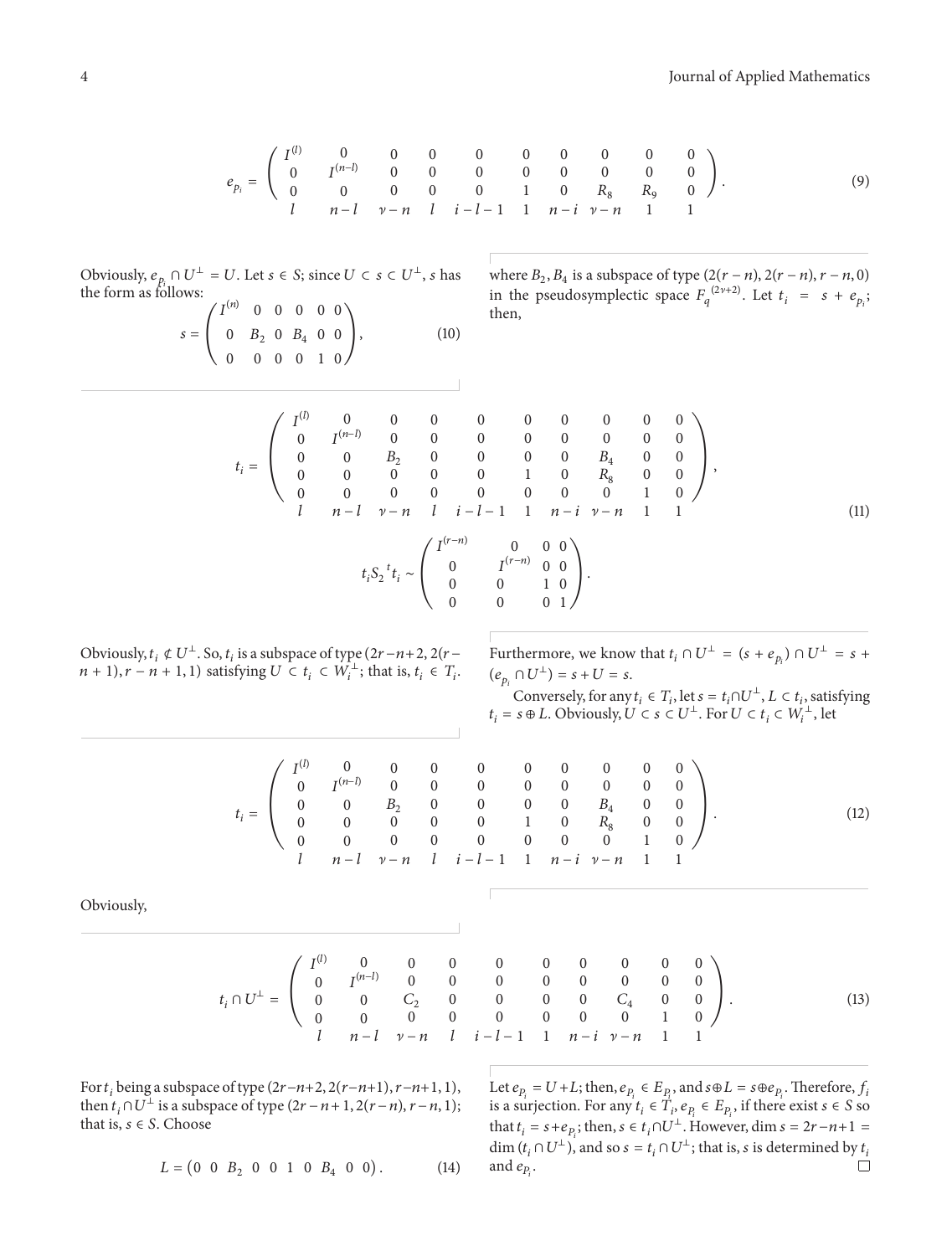$$
e_{p_i} = \begin{pmatrix} I^{(l)} & 0 & 0 & 0 & 0 & 0 & 0 & 0 & 0 & 0 \\ 0 & I^{(n-l)} & 0 & 0 & 0 & 0 & 0 & 0 & 0 & 0 \\ 0 & 0 & 0 & 0 & 0 & 1 & 0 & R_8 & R_9 & 0 \\ l & n-l & \nu-n & l & i-l-1 & 1 & n-i & \nu-n & 1 & 1 \end{pmatrix}. \tag{9}
$$

Obviously, $e_{p_i} \cap U^{\perp} = U$. Let $s \in S$; since $U \subset s \subset U^{\perp}$, $s$ has the form as follows:

$$
s = \begin{pmatrix} I^{(n)} & 0 & 0 & 0 & 0 & 0 \\ 0 & B_2 & 0 & B_4 & 0 & 0 \\ 0 & 0 & 0 & 0 & 1 & 0 \end{pmatrix}, \tag{10}
$$

where $B_2, B_4$ is a subspace of type $(2(r-n), 2(r-n), r-n, 0)$ in the pseudosymplectic space $F_q^{(2\nu+2)}$. Let $t_i = s + e_{p_i}$; then,

$$
t_i = \begin{pmatrix} I^{(l)} & 0 & 0 & 0 & 0 & 0 & 0 & 0 & 0 & 0 \\ 0 & I^{(n-l)} & 0 & 0 & 0 & 0 & 0 & 0 & 0 & 0 \\ 0 & 0 & B_2 & 0 & 0 & 0 & 0 & B_4 & 0 & 0 \\ 0 & 0 & 0 & 0 & 0 & 1 & 0 & R_8 & 0 & 0 \\ 0 & 0 & 0 & 0 & 0 & 0 & 0 & 0 & 1 & 0 \\ l & n-l & \nu-n & l & i-l-1 & 1 & n-i & \nu-n & 1 & 1 \end{pmatrix},
$$

$$
t_i S_2 {}^t t_i \sim \begin{pmatrix} I^{(r-n)} & 0 & 0 & 0 \\ 0 & I^{(r-n)} & 0 & 0 \\ 0 & 0 & 1 & 0 \\ 0 & 0 & 0 & 1 \end{pmatrix}. \tag{11}
$$

Obviously, $t_i \not\subset U^{\perp}$. So, $t_i$ is a subspace of type $(2r-n+2, 2(r-n+1), r-n+1, 1)$ satisfying $U \subset t_i \subset W_i^{\perp}$; that is, $t_i \in T_i$.

Furthermore, we know that $t_i \cap U^{\perp} = (s + e_{p_i}) \cap U^{\perp} = s + (e_{p_i} \cap U^{\perp}) = s + U = s$.

Conversely, for any $t_i \in T_i$, let $s = t_i \cap U^{\perp}$, $L \subset t_i$, satisfying $t_i = s \oplus L$. Obviously, $U \subset s \subset U^{\perp}$. For $U \subset t_i \subset W_i^{\perp}$, let

$$
t_i = \begin{pmatrix} I^{(l)} & 0 & 0 & 0 & 0 & 0 & 0 & 0 & 0 & 0 \\ 0 & I^{(n-l)} & 0 & 0 & 0 & 0 & 0 & 0 & 0 & 0 \\ 0 & 0 & B_2 & 0 & 0 & 0 & 0 & B_4 & 0 & 0 \\ 0 & 0 & 0 & 0 & 0 & 1 & 0 & R_8 & 0 & 0 \\ 0 & 0 & 0 & 0 & 0 & 0 & 0 & 0 & 1 & 0 \\ l & n-l & \nu-n & l & i-l-1 & 1 & n-i & \nu-n & 1 & 1 \end{pmatrix}. \tag{12}
$$

Obviously,

$$
t_i \cap U^{\perp} = \begin{pmatrix} I^{(l)} & 0 & 0 & 0 & 0 & 0 & 0 & 0 & 0 & 0 \\ 0 & I^{(n-l)} & 0 & 0 & 0 & 0 & 0 & 0 & 0 & 0 \\ 0 & 0 & C_2 & 0 & 0 & 0 & 0 & C_4 & 0 & 0 \\ 0 & 0 & 0 & 0 & 0 & 0 & 0 & 0 & 1 & 0 \\ l & n-l & \nu-n & l & i-l-1 & 1 & n-i & \nu-n & 1 & 1 \end{pmatrix}. \tag{13}
$$

For $t_i$ being a subspace of type $(2r-n+2, 2(r-n+1), r-n+1, 1)$, then $t_i \cap U^{\perp}$ is a subspace of type $(2r-n+1, 2(r-n), r-n, 1)$; that is, $s \in S$. Choose

$$
L = \begin{pmatrix} 0 & 0 & B_2 & 0 & 0 & 1 & 0 & B_4 & 0 & 0 \end{pmatrix}. \tag{14}
$$

Let $e_{P_i} = U + L$; then, $e_{P_i} \in E_{P_i}$, and $s \oplus L = s \oplus e_{P_i}$. Therefore, $f_i$ is a surjection. For any $t_i \in T_i$, $e_{P_i} \in E_{P_i}$, if there exist $s \in S$ so that $t_i = s + e_{P_i}$; then, $s \in t_i \cap U^{\perp}$. However, $\dim s = 2r-n+1 = \dim (t_i \cap U^{\perp})$, and so $s = t_i \cap U^{\perp}$; that is, $s$ is determined by $t_i$ and $e_{P_i}$. □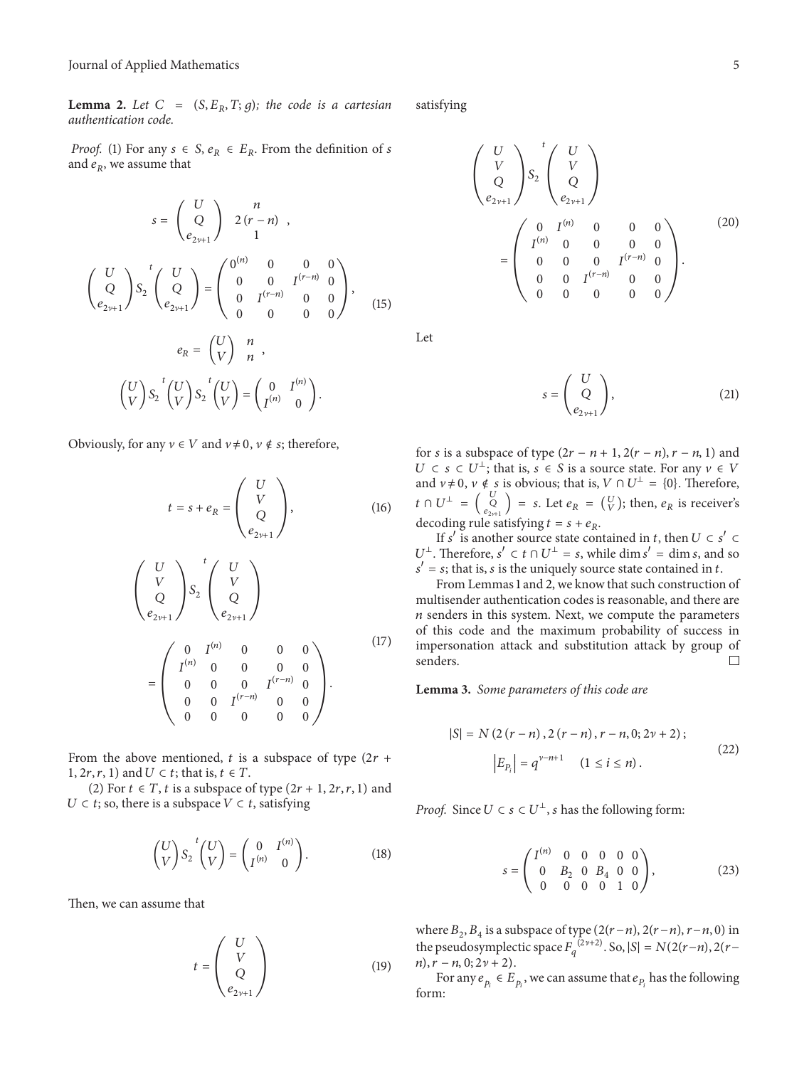**Lemma 2.** *Let $C = (S, E_R, T; g)$; the code is a cartesian authentication code.*

*Proof.* (1) For any $s \in S$, $e_R \in E_R$. From the definition of $s$ and $e_R$, we assume that

$$s = \begin{pmatrix} U \\ Q \\ e_{2\nu+1} \end{pmatrix} \begin{matrix} n \\ 2(r-n) \\ 1 \end{matrix},$$

$$\begin{pmatrix} U \\ Q \\ e_{2\nu+1} \end{pmatrix} S_2 \begin{pmatrix} U \\ Q \\ e_{2\nu+1} \end{pmatrix}^t = \begin{pmatrix} 0^{(n)} & 0 & 0 & 0 \\ 0 & 0 & I^{(r-n)} & 0 \\ 0 & I^{(r-n)} & 0 & 0 \\ 0 & 0 & 0 & 0 \end{pmatrix}, \tag{15}$$

$$e_R = \begin{pmatrix} U \\ V \end{pmatrix} \begin{matrix} n \\ n \end{matrix},$$

$$\begin{pmatrix} U \\ V \end{pmatrix} S_2 \begin{pmatrix} U \\ V \end{pmatrix}^t S_2 \begin{pmatrix} U \\ V \end{pmatrix}^t = \begin{pmatrix} 0 & I^{(n)} \\ I^{(n)} & 0 \end{pmatrix}.$$

Obviously, for any $v \in V$ and $v \neq 0$, $v \notin s$; therefore,

$$t = s + e_R = \begin{pmatrix} U \\ V \\ Q \\ e_{2\nu+1} \end{pmatrix}, \tag{16}$$

$$\begin{pmatrix} U \\ V \\ Q \\ e_{2\nu+1} \end{pmatrix} S_2 \begin{pmatrix} U \\ V \\ Q \\ e_{2\nu+1} \end{pmatrix}^t = \begin{pmatrix} 0 & I^{(n)} & 0 & 0 & 0 \\ I^{(n)} & 0 & 0 & 0 & 0 \\ 0 & 0 & 0 & I^{(r-n)} & 0 \\ 0 & 0 & I^{(r-n)} & 0 & 0 \\ 0 & 0 & 0 & 0 & 0 \end{pmatrix}. \tag{17}$$

From the above mentioned, $t$ is a subspace of type $(2r+1, 2r, r, 1)$ and $U \subset t$; that is, $t \in T$.

(2) For $t \in T$, $t$ is a subspace of type $(2r+1, 2r, r, 1)$ and $U \subset t$; so, there is a subspace $V \subset t$, satisfying

$$\begin{pmatrix} U \\ V \end{pmatrix} S_2 \begin{pmatrix} U \\ V \end{pmatrix}^t = \begin{pmatrix} 0 & I^{(n)} \\ I^{(n)} & 0 \end{pmatrix}. \tag{18}$$

Then, we can assume that

$$t = \begin{pmatrix} U \\ V \\ Q \\ e_{2\nu+1} \end{pmatrix} \tag{19}$$

satisfying

$$\begin{pmatrix} U \\ V \\ Q \\ e_{2\nu+1} \end{pmatrix} S_2 \begin{pmatrix} U \\ V \\ Q \\ e_{2\nu+1} \end{pmatrix}^t = \begin{pmatrix} 0 & I^{(n)} & 0 & 0 & 0 \\ I^{(n)} & 0 & 0 & 0 & 0 \\ 0 & 0 & 0 & I^{(r-n)} & 0 \\ 0 & 0 & I^{(r-n)} & 0 & 0 \\ 0 & 0 & 0 & 0 & 0 \end{pmatrix}. \tag{20}$$

Let

$$s = \begin{pmatrix} U \\ Q \\ e_{2\nu+1} \end{pmatrix}, \tag{21}$$

for $s$ is a subspace of type $(2r-n+1, 2(r-n), r-n, 1)$ and $U \subset s \subset U^{\perp}$; that is, $s \in S$ is a source state. For any $v \in V$ and $v \neq 0$, $v \notin s$ is obvious; that is, $V \cap U^{\perp} = \{0\}$. Therefore, $t \cap U^{\perp} = \begin{pmatrix} U \\ Q \\ e_{2\nu+1} \end{pmatrix} = s$. Let $e_R = \begin{pmatrix} U \\ V \end{pmatrix}$; then, $e_R$ is receiver's decoding rule satisfying $t = s + e_R$.

If $s'$ is another source state contained in $t$, then $U \subset s' \subset U^{\perp}$. Therefore, $s' \subset t \cap U^{\perp} = s$, while $\dim s' = \dim s$, and so $s' = s$; that is, $s$ is the uniquely source state contained in $t$.

From Lemmas 1 and 2, we know that such construction of multisender authentication codes is reasonable, and there are $n$ senders in this system. Next, we compute the parameters of this code and the maximum probability of success in impersonation attack and substitution attack by group of senders. □

**Lemma 3.** *Some parameters of this code are*

$$|S| = N(2(r-n), 2(r-n), r-n, 0; 2\nu+2);$$
$$\left|E_{P_i}\right| = q^{\nu-n+1} \quad (1 \leq i \leq n). \tag{22}$$

*Proof.* Since $U \subset s \subset U^{\perp}$, $s$ has the following form:

$$s = \begin{pmatrix} I^{(n)} & 0 & 0 & 0 & 0 & 0 \\ 0 & B_2 & 0 & B_4 & 0 & 0 \\ 0 & 0 & 0 & 0 & 1 & 0 \end{pmatrix}, \tag{23}$$

where $B_2, B_4$ is a subspace of type $(2(r-n), 2(r-n), r-n, 0)$ in the pseudosymplectic space $F_q^{(2\nu+2)}$. So, $|S| = N(2(r-n), 2(r-n), r-n, 0; 2\nu+2)$.

For any $e_{p_i} \in E_{p_i}$, we can assume that $e_{p_i}$ has the following form: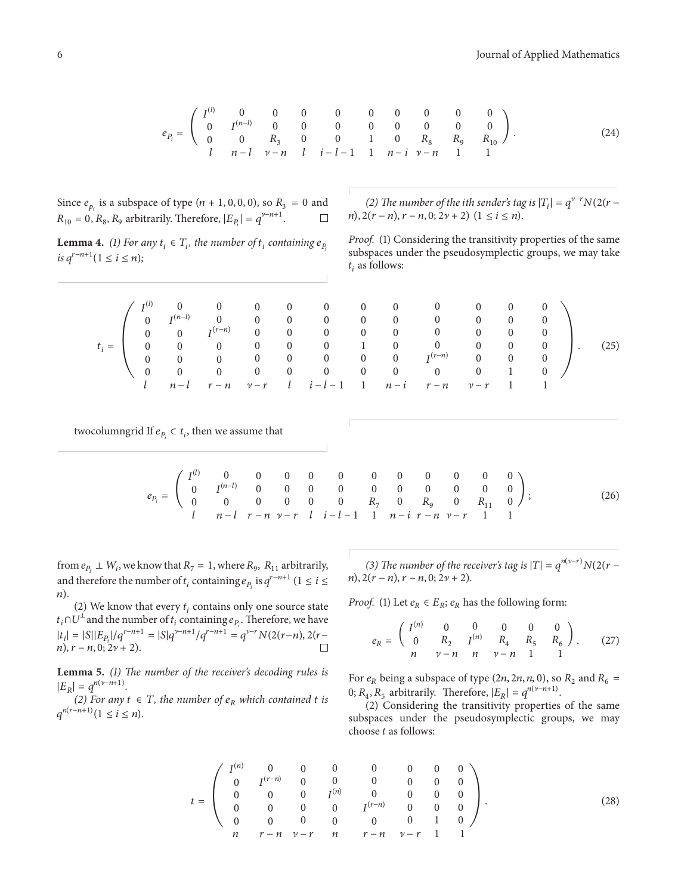$$e_{P_i} = \begin{pmatrix} I^{(l)} & 0 & 0 & 0 & 0 & 0 & 0 & 0 & 0 & 0 \\ 0 & I^{(n-l)} & 0 & 0 & 0 & 0 & 0 & 0 & 0 & 0 \\ 0 & 0 & R_3 & 0 & 0 & 1 & 0 & R_8 & R_9 & R_{10} \end{pmatrix}. \quad (24)$$
$$\quad\quad l \quad n-l \quad \nu-n \quad l \quad i-l-1 \quad 1 \quad n-i \quad \nu-n \quad 1 \quad 1$$

Since $e_{p_i}$ is a subspace of type $(n+1, 0, 0, 0)$, so $R_3 = 0$ and $R_{10} = 0$, $R_8, R_9$ arbitrarily. Therefore, $|E_{P_i}| = q^{\nu-n+1}$. □

**Lemma 4.** *(1) For any $t_i \in T_i$, the number of $t_i$ containing $e_{P_i}$ is $q^{r-n+1}$ $(1 \le i \le n)$;*

*(2) The number of the ith sender's tag is $|T_i| = q^{\nu-r} N(2(r-n), 2(r-n), r-n, 0; 2\nu+2)$ $(1 \le i \le n)$.*

*Proof.* (1) Considering the transitivity properties of the same subspaces under the pseudosymplectic groups, we may take $t_i$ as follows:

$$t_i = \begin{pmatrix} I^{(l)} & 0 & 0 & 0 & 0 & 0 & 0 & 0 & 0 & 0 & 0 & 0 \\ 0 & I^{(n-l)} & 0 & 0 & 0 & 0 & 0 & 0 & 0 & 0 & 0 & 0 \\ 0 & 0 & I^{(r-n)} & 0 & 0 & 0 & 0 & 0 & 0 & 0 & 0 & 0 \\ 0 & 0 & 0 & 0 & 0 & 0 & 1 & 0 & 0 & 0 & 0 & 0 \\ 0 & 0 & 0 & 0 & 0 & 0 & 0 & 0 & I^{(r-n)} & 0 & 0 & 0 \\ 0 & 0 & 0 & 0 & 0 & 0 & 0 & 0 & 0 & 0 & 1 & 0 \end{pmatrix}. \quad (25)$$
$$\quad\quad l \quad n-l \quad r-n \quad \nu-r \quad l \quad i-l-1 \quad 1 \quad n-i \quad r-n \quad \nu-r \quad 1 \quad 1$$

twocolumngrid If $e_{P_i} \subset t_i$, then we assume that

$$e_{P_i} = \begin{pmatrix} I^{(l)} & 0 & 0 & 0 & 0 & 0 & 0 & 0 & 0 & 0 & 0 & 0 \\ 0 & I^{(n-l)} & 0 & 0 & 0 & 0 & 0 & 0 & 0 & 0 & 0 & 0 \\ 0 & 0 & 0 & 0 & 0 & 0 & R_7 & 0 & R_9 & 0 & R_{11} & 0 \end{pmatrix}; \quad (26)$$
$$\quad\quad l \quad n-l \quad r-n \quad \nu-r \quad l \quad i-l-1 \quad 1 \quad n-i \quad r-n \quad \nu-r \quad 1 \quad 1$$

from $e_{P_i} \perp W_i$, we know that $R_7 = 1$, where $R_9$, $R_{11}$ arbitrarily, and therefore the number of $t_i$ containing $e_{P_i}$ is $q^{r-n+1}$ $(1 \le i \le n)$.

(2) We know that every $t_i$ contains only one source state $t_i \cap U^{\perp}$ and the number of $t_i$ containing $e_{P_i}$. Therefore, we have $|t_i| = |S||E_{P_i}|/q^{r-n+1} = |S|q^{\nu-n+1}/q^{r-n+1} = q^{\nu-r} N(2(r-n), 2(r-n), r-n, 0; 2\nu+2)$. □

**Lemma 5.** *(1) The number of the receiver's decoding rules is $|E_R| = q^{n(\nu-n+1)}$.*

*(2) For any $t \in T$, the number of $e_R$ which contained $t$ is $q^{n(r-n+1)}$ $(1 \le i \le n)$.*

*(3) The number of the receiver's tag is $|T| = q^{n(\nu-r)} N(2(r-n), 2(r-n), r-n, 0; 2\nu+2)$.*

*Proof.* (1) Let $e_R \in E_R$; $e_R$ has the following form:

$$e_R = \begin{pmatrix} I^{(n)} & 0 & 0 & 0 & 0 & 0 \\ 0 & R_2 & I^{(n)} & R_4 & R_5 & R_6 \end{pmatrix}. \quad (27)$$
$$\quad\quad n \quad \nu-n \quad n \quad \nu-n \quad 1 \quad 1$$

For $e_R$ being a subspace of type $(2n, 2n, n, 0)$, so $R_2$ and $R_6 = 0$; $R_4, R_5$ arbitrarily. Therefore, $|E_R| = q^{n(\nu-n+1)}$.

(2) Considering the transitivity properties of the same subspaces under the pseudosymplectic groups, we may choose $t$ as follows:

$$t = \begin{pmatrix} I^{(n)} & 0 & 0 & 0 & 0 & 0 & 0 & 0 \\ 0 & I^{(r-n)} & 0 & 0 & 0 & 0 & 0 & 0 \\ 0 & 0 & 0 & I^{(n)} & 0 & 0 & 0 & 0 \\ 0 & 0 & 0 & 0 & I^{(r-n)} & 0 & 0 & 0 \\ 0 & 0 & 0 & 0 & 0 & 0 & 1 & 0 \end{pmatrix}. \quad (28)$$
$$\quad\quad n \quad r-n \quad \nu-r \quad n \quad r-n \quad \nu-r \quad 1 \quad 1$$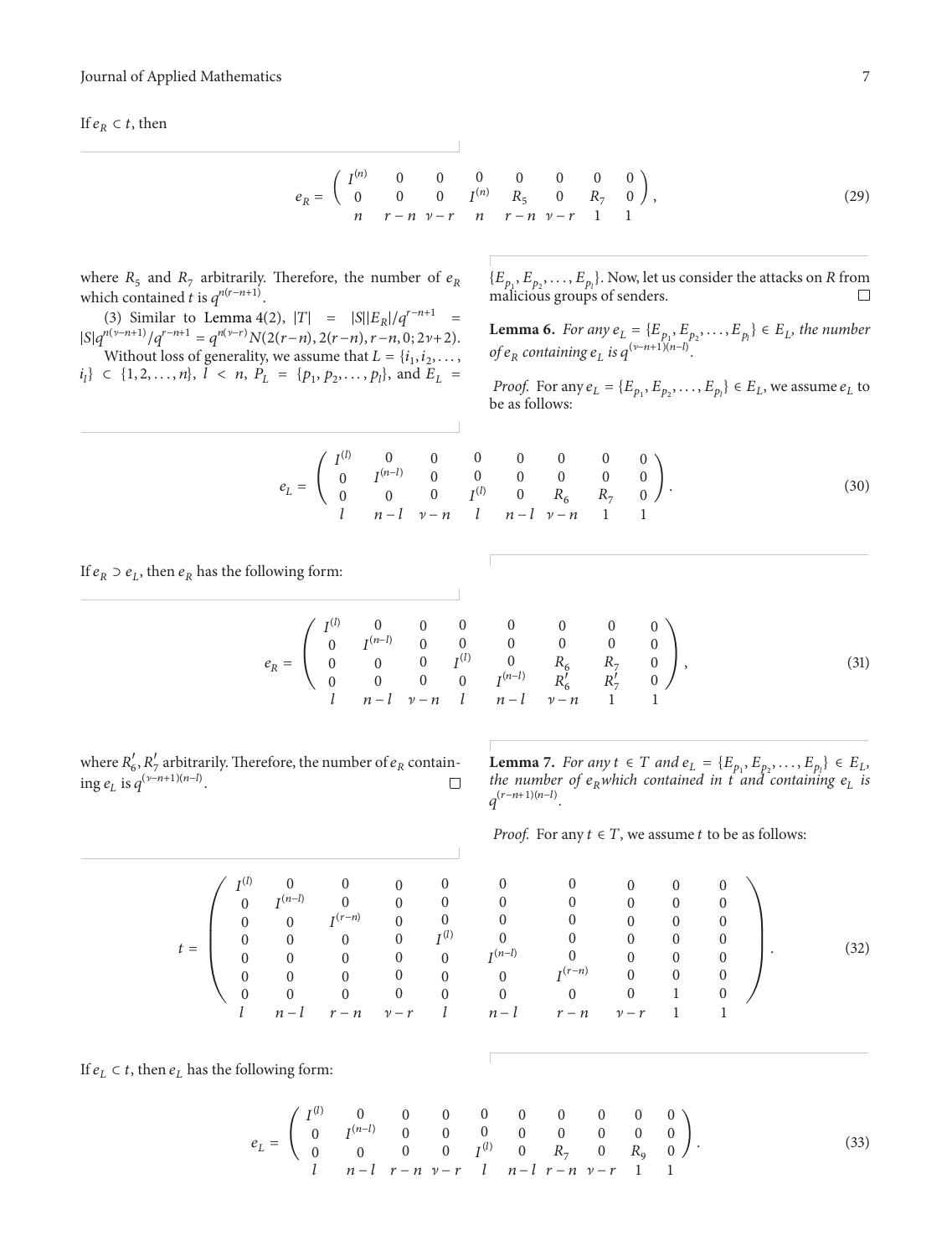If $e_R \subset t$, then

$$e_R = \begin{pmatrix} I^{(n)} & 0 & 0 & 0 & 0 & 0 & 0 & 0 \\ 0 & 0 & 0 & I^{(n)} & R_5 & 0 & R_7 & 0 \end{pmatrix}, \tag{29}$$
$$\quad n \quad r-n \quad \nu-r \quad n \quad r-n \quad \nu-r \quad 1 \quad 1$$

where $R_5$ and $R_7$ arbitrarily. Therefore, the number of $e_R$ which contained $t$ is $q^{n(r-n+1)}$.

(3) Similar to Lemma 4(2), $|T| = |S||E_R|/q^{r-n+1} = |S|q^{n(\nu-n+1)}/q^{r-n+1} = q^{n(\nu-r)}N(2(r-n), 2(r-n), r-n, 0; 2\nu+2)$.

Without loss of generality, we assume that $L = \{i_1, i_2, \ldots, i_l\} \subset \{1, 2, \ldots, n\}$, $l < n$, $P_L = \{p_1, p_2, \ldots, p_l\}$, and $E_L = \{E_{p_1}, E_{p_2}, \ldots, E_{p_l}\}$. Now, let us consider the attacks on $R$ from malicious groups of senders. $\square$

**Lemma 6.** *For any $e_L = \{E_{p_1}, E_{p_2}, \ldots, E_{p_l}\} \in E_L$, the number of $e_R$ containing $e_L$ is $q^{(\nu-n+1)(n-l)}$.*

*Proof.* For any $e_L = \{E_{p_1}, E_{p_2}, \ldots, E_{p_l}\} \in E_L$, we assume $e_L$ to be as follows:

$$e_L = \begin{pmatrix} I^{(l)} & 0 & 0 & 0 & 0 & 0 & 0 & 0 \\ 0 & I^{(n-l)} & 0 & 0 & 0 & 0 & 0 & 0 \\ 0 & 0 & 0 & I^{(l)} & 0 & R_6 & R_7 & 0 \end{pmatrix}. \tag{30}$$
$$\quad l \quad n-l \quad \nu-n \quad l \quad n-l \quad \nu-n \quad 1 \quad 1$$

If $e_R \supset e_L$, then $e_R$ has the following form:

$$e_R = \begin{pmatrix} I^{(l)} & 0 & 0 & 0 & 0 & 0 & 0 & 0 \\ 0 & I^{(n-l)} & 0 & 0 & 0 & 0 & 0 & 0 \\ 0 & 0 & 0 & I^{(l)} & 0 & R_6 & R_7 & 0 \\ 0 & 0 & 0 & 0 & I^{(n-l)} & R_6' & R_7' & 0 \end{pmatrix}, \tag{31}$$
$$\quad l \quad n-l \quad \nu-n \quad l \quad n-l \quad \nu-n \quad 1 \quad 1$$

where $R_6', R_7'$ arbitrarily. Therefore, the number of $e_R$ containing $e_L$ is $q^{(\nu-n+1)(n-l)}$. $\square$

**Lemma 7.** *For any $t \in T$ and $e_L = \{E_{p_1}, E_{p_2}, \ldots, E_{p_l}\} \in E_L$, the number of $e_R$ which contained in $t$ and containing $e_L$ is $q^{(r-n+1)(n-l)}$.*

*Proof.* For any $t \in T$, we assume $t$ to be as follows:

$$t = \begin{pmatrix} I^{(l)} & 0 & 0 & 0 & 0 & 0 & 0 & 0 & 0 & 0 \\ 0 & I^{(n-l)} & 0 & 0 & 0 & 0 & 0 & 0 & 0 & 0 \\ 0 & 0 & I^{(r-n)} & 0 & 0 & 0 & 0 & 0 & 0 & 0 \\ 0 & 0 & 0 & 0 & I^{(l)} & 0 & 0 & 0 & 0 & 0 \\ 0 & 0 & 0 & 0 & 0 & I^{(n-l)} & 0 & 0 & 0 & 0 \\ 0 & 0 & 0 & 0 & 0 & 0 & I^{(r-n)} & 0 & 0 & 0 \\ 0 & 0 & 0 & 0 & 0 & 0 & 0 & 0 & 1 & 0 \end{pmatrix}. \tag{32}$$
$$\quad l \quad n-l \quad r-n \quad \nu-r \quad l \quad n-l \quad r-n \quad \nu-r \quad 1 \quad 1$$

If $e_L \subset t$, then $e_L$ has the following form:

$$e_L = \begin{pmatrix} I^{(l)} & 0 & 0 & 0 & 0 & 0 & 0 & 0 & 0 & 0 \\ 0 & I^{(n-l)} & 0 & 0 & 0 & 0 & 0 & 0 & 0 & 0 \\ 0 & 0 & 0 & 0 & I^{(l)} & 0 & R_7 & 0 & R_9 & 0 \end{pmatrix}. \tag{33}$$
$$\quad l \quad n-l \quad r-n \quad \nu-r \quad l \quad n-l \quad r-n \quad \nu-r \quad 1 \quad 1$$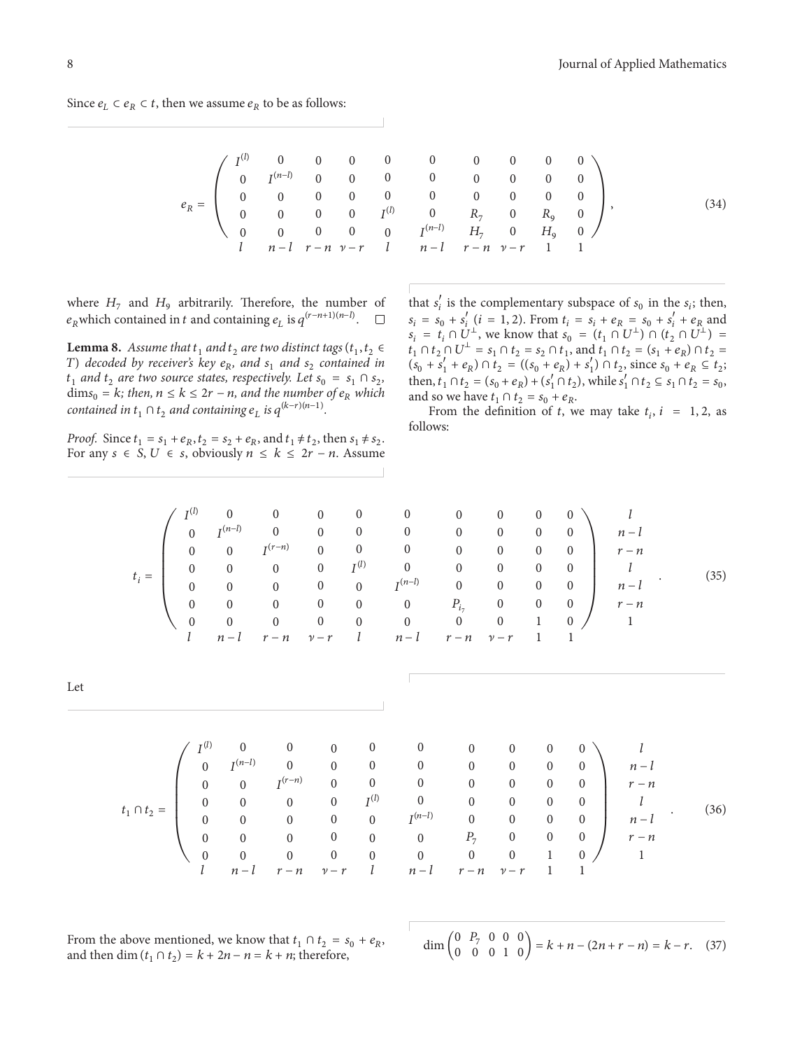Since $e_L \subset e_R \subset t$, then we assume $e_R$ to be as follows:

$$
e_R = \begin{pmatrix}
I^{(l)} & 0 & 0 & 0 & 0 & 0 & 0 & 0 & 0 & 0 \\
0 & I^{(n-l)} & 0 & 0 & 0 & 0 & 0 & 0 & 0 & 0 \\
0 & 0 & 0 & 0 & 0 & 0 & 0 & 0 & 0 & 0 \\
0 & 0 & 0 & 0 & I^{(l)} & 0 & R_7 & 0 & R_9 & 0 \\
0 & 0 & 0 & 0 & 0 & I^{(n-l)} & H_7 & 0 & H_9 & 0
\end{pmatrix}, \tag{34}
$$
with column block sizes $l,\ n-l,\ r-n,\ \nu-r,\ l,\ n-l,\ r-n,\ \nu-r,\ 1,\ 1$,

where $H_7$ and $H_9$ arbitrarily. Therefore, the number of $e_R$which contained in $t$ and containing $e_L$ is $q^{(r-n+1)(n-l)}$. □

**Lemma 8.** *Assume that $t_1$ and $t_2$ are two distinct tags ($t_1, t_2 \in T$) decoded by receiver's key $e_R$, and $s_1$ and $s_2$ contained in $t_1$ and $t_2$ are two source states, respectively. Let $s_0 = s_1 \cap s_2$, $\dim s_0 = k$; then, $n \le k \le 2r - n$, and the number of $e_R$ which contained in $t_1 \cap t_2$ and containing $e_L$ is $q^{(k-r)(n-1)}$.*

*Proof.* Since $t_1 = s_1 + e_R$, $t_2 = s_2 + e_R$, and $t_1 \neq t_2$, then $s_1 \neq s_2$. For any $s \in S$, $U \in s$, obviously $n \le k \le 2r - n$. Assume that $s_i'$ is the complementary subspace of $s_0$ in the $s_i$; then, $s_i = s_0 + s_i'$ $(i = 1, 2)$. From $t_i = s_i + e_R = s_0 + s_i' + e_R$ and $s_i = t_i \cap U^{\perp}$, we know that $s_0 = (t_1 \cap U^{\perp}) \cap (t_2 \cap U^{\perp}) = t_1 \cap t_2 \cap U^{\perp} = s_1 \cap t_2 = s_2 \cap t_1$, and $t_1 \cap t_2 = (s_1 + e_R) \cap t_2 = (s_0 + s_1' + e_R) \cap t_2 = ((s_0 + e_R) + s_1') \cap t_2$, since $s_0 + e_R \subseteq t_2$; then, $t_1 \cap t_2 = (s_0 + e_R) + (s_1' \cap t_2)$, while $s_1' \cap t_2 \subseteq s_1 \cap t_2 = s_0$, and so we have $t_1 \cap t_2 = s_0 + e_R$.

From the definition of $t$, we may take $t_i$, $i = 1, 2$, as follows:

$$
t_i = \begin{pmatrix}
I^{(l)} & 0 & 0 & 0 & 0 & 0 & 0 & 0 & 0 & 0 \\
0 & I^{(n-l)} & 0 & 0 & 0 & 0 & 0 & 0 & 0 & 0 \\
0 & 0 & I^{(r-n)} & 0 & 0 & 0 & 0 & 0 & 0 & 0 \\
0 & 0 & 0 & 0 & I^{(l)} & 0 & 0 & 0 & 0 & 0 \\
0 & 0 & 0 & 0 & 0 & I^{(n-l)} & 0 & 0 & 0 & 0 \\
0 & 0 & 0 & 0 & 0 & 0 & P_{i_7} & 0 & 0 & 0 \\
0 & 0 & 0 & 0 & 0 & 0 & 0 & 0 & 1 & 0
\end{pmatrix}. \tag{35}
$$
with row block sizes $l,\ n-l,\ r-n,\ l,\ n-l,\ r-n,\ 1$ and column block sizes $l,\ n-l,\ r-n,\ \nu-r,\ l,\ n-l,\ r-n,\ \nu-r,\ 1,\ 1$.

Let

$$
t_1 \cap t_2 = \begin{pmatrix}
I^{(l)} & 0 & 0 & 0 & 0 & 0 & 0 & 0 & 0 & 0 \\
0 & I^{(n-l)} & 0 & 0 & 0 & 0 & 0 & 0 & 0 & 0 \\
0 & 0 & I^{(r-n)} & 0 & 0 & 0 & 0 & 0 & 0 & 0 \\
0 & 0 & 0 & 0 & I^{(l)} & 0 & 0 & 0 & 0 & 0 \\
0 & 0 & 0 & 0 & 0 & I^{(n-l)} & 0 & 0 & 0 & 0 \\
0 & 0 & 0 & 0 & 0 & 0 & P_7 & 0 & 0 & 0 \\
0 & 0 & 0 & 0 & 0 & 0 & 0 & 0 & 1 & 0
\end{pmatrix}. \tag{36}
$$
with row block sizes $l,\ n-l,\ r-n,\ l,\ n-l,\ r-n,\ 1$ and column block sizes $l,\ n-l,\ r-n,\ \nu-r,\ l,\ n-l,\ r-n,\ \nu-r,\ 1,\ 1$.

From the above mentioned, we know that $t_1 \cap t_2 = s_0 + e_R$, and then $\dim(t_1 \cap t_2) = k + 2n - n = k + n$; therefore,

$$
\dim \begin{pmatrix} 0 & P_7 & 0 & 0 & 0 \\ 0 & 0 & 0 & 1 & 0 \end{pmatrix} = k + n - (2n + r - n) = k - r. \tag{37}
$$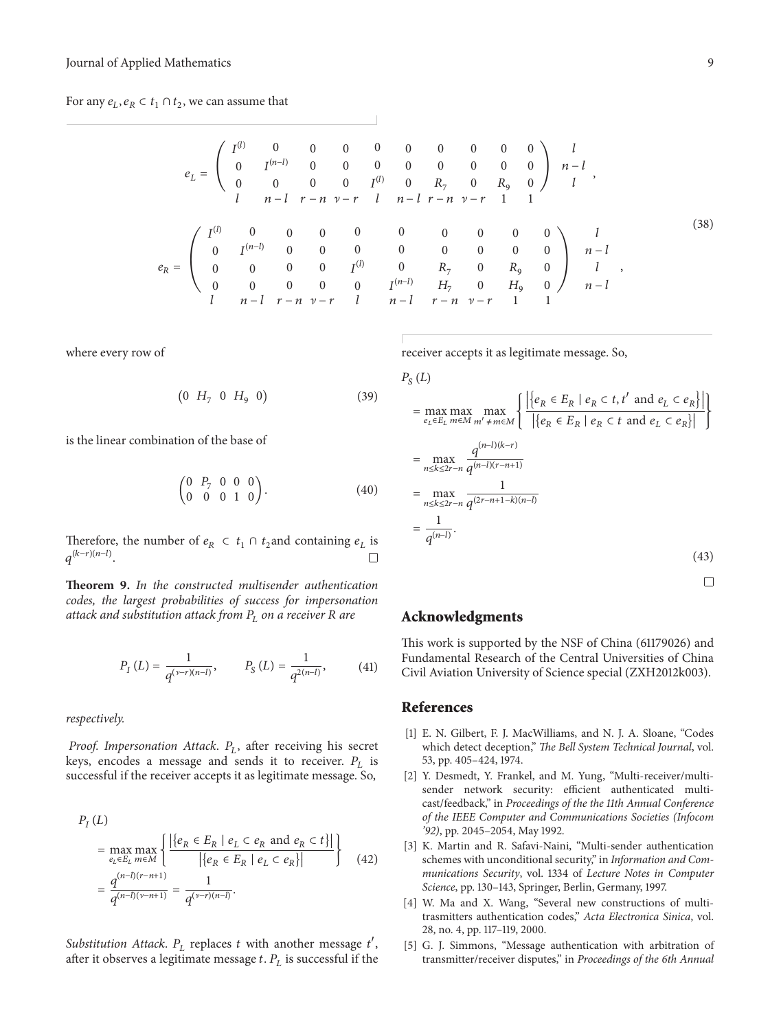For any $e_L, e_R \subset t_1 \cap t_2$, we can assume that

$$
e_L = \begin{pmatrix} I^{(l)} & 0 & 0 & 0 & 0 & 0 & 0 & 0 & 0 & 0 \\ 0 & I^{(n-l)} & 0 & 0 & 0 & 0 & 0 & 0 & 0 & 0 \\ 0 & 0 & 0 & 0 & I^{(l)} & 0 & R_7 & 0 & R_9 & 0 \end{pmatrix} \begin{matrix} l \\ n-l \\ l \end{matrix}, \quad \begin{matrix} l & n-l & r-n & \nu-r & l & n-l & r-n & \nu-r & 1 & 1 \end{matrix}
$$

$$
e_R = \begin{pmatrix} I^{(l)} & 0 & 0 & 0 & 0 & 0 & 0 & 0 & 0 & 0 \\ 0 & I^{(n-l)} & 0 & 0 & 0 & 0 & 0 & 0 & 0 & 0 \\ 0 & 0 & 0 & 0 & I^{(l)} & 0 & R_7 & 0 & R_9 & 0 \\ 0 & 0 & 0 & 0 & 0 & I^{(n-l)} & H_7 & 0 & H_9 & 0 \end{pmatrix} \begin{matrix} l \\ n-l \\ l \\ n-l \end{matrix}, \quad \begin{matrix} l & n-l & r-n & \nu-r & l & n-l & r-n & \nu-r & 1 & 1 \end{matrix} \tag{38}
$$

where every row of

$$
\begin{pmatrix} 0 & H_7 & 0 & H_9 & 0 \end{pmatrix} \tag{39}
$$

is the linear combination of the base of

$$
\begin{pmatrix} 0 & P_7 & 0 & 0 & 0 \\ 0 & 0 & 0 & 1 & 0 \end{pmatrix}. \tag{40}
$$

Therefore, the number of $e_R \subset t_1 \cap t_2$ and containing $e_L$ is $q^{(k-r)(n-l)}$. □

**Theorem 9.** *In the constructed multisender authentication codes, the largest probabilities of success for impersonation attack and substitution attack from $P_L$ on a receiver $R$ are*

$$
P_I(L) = \frac{1}{q^{(\nu-r)(n-l)}}, \qquad P_S(L) = \frac{1}{q^{2(n-l)}}, \tag{41}
$$

*respectively.*

*Proof. Impersonation Attack.* $P_L$, after receiving his secret keys, encodes a message and sends it to receiver. $P_L$ is successful if the receiver accepts it as legitimate message. So,

$$
\begin{aligned}
P_I(L) &= \max_{e_L \in E_L} \max_{m \in M} \left\{ \frac{\left|\{e_R \in E_R \mid e_L \subset e_R \text{ and } e_R \subset t\}\right|}{\left|\{e_R \in E_R \mid e_L \subset e_R\}\right|} \right\} \\
&= \frac{q^{(n-l)(r-n+1)}}{q^{(n-l)(\nu-n+1)}} = \frac{1}{q^{(\nu-r)(n-l)}}.
\end{aligned} \tag{42}
$$

*Substitution Attack.* $P_L$ replaces $t$ with another message $t'$, after it observes a legitimate message $t$. $P_L$ is successful if the receiver accepts it as legitimate message. So,

$$
\begin{aligned}
&P_S(L) \\
&= \max_{e_L \in E_L} \max_{m \in M} \max_{m' \neq m \in M} \left\{ \frac{\left|\{e_R \in E_R \mid e_R \subset t, t' \text{ and } e_L \subset e_R\}\right|}{\left|\{e_R \in E_R \mid e_R \subset t \text{ and } e_L \subset e_R\}\right|} \right\} \\
&= \max_{n \le k \le 2r-n} \frac{q^{(n-l)(k-r)}}{q^{(n-l)(r-n+1)}} \\
&= \max_{n \le k \le 2r-n} \frac{1}{q^{(2r-n+1-k)(n-l)}} \\
&= \frac{1}{q^{(n-l)}}.
\end{aligned} \tag{43}
$$

□

## Acknowledgments

This work is supported by the NSF of China (61179026) and Fundamental Research of the Central Universities of China Civil Aviation University of Science special (ZXH2012k003).

## References

[1] E. N. Gilbert, F. J. MacWilliams, and N. J. A. Sloane, "Codes which detect deception," *The Bell System Technical Journal*, vol. 53, pp. 405–424, 1974.

[2] Y. Desmedt, Y. Frankel, and M. Yung, "Multi-receiver/multi-sender network security: efficient authenticated multicast/feedback," in *Proceedings of the the 11th Annual Conference of the IEEE Computer and Communications Societies (Infocom '92)*, pp. 2045–2054, May 1992.

[3] K. Martin and R. Safavi-Naini, "Multi-sender authentication schemes with unconditional security," in *Information and Communications Security*, vol. 1334 of *Lecture Notes in Computer Science*, pp. 130–143, Springer, Berlin, Germany, 1997.

[4] W. Ma and X. Wang, "Several new constructions of multi-trasmitters authentication codes," *Acta Electronica Sinica*, vol. 28, no. 4, pp. 117–119, 2000.

[5] G. J. Simmons, "Message authentication with arbitration of transmitter/receiver disputes," in *Proceedings of the 6th Annual*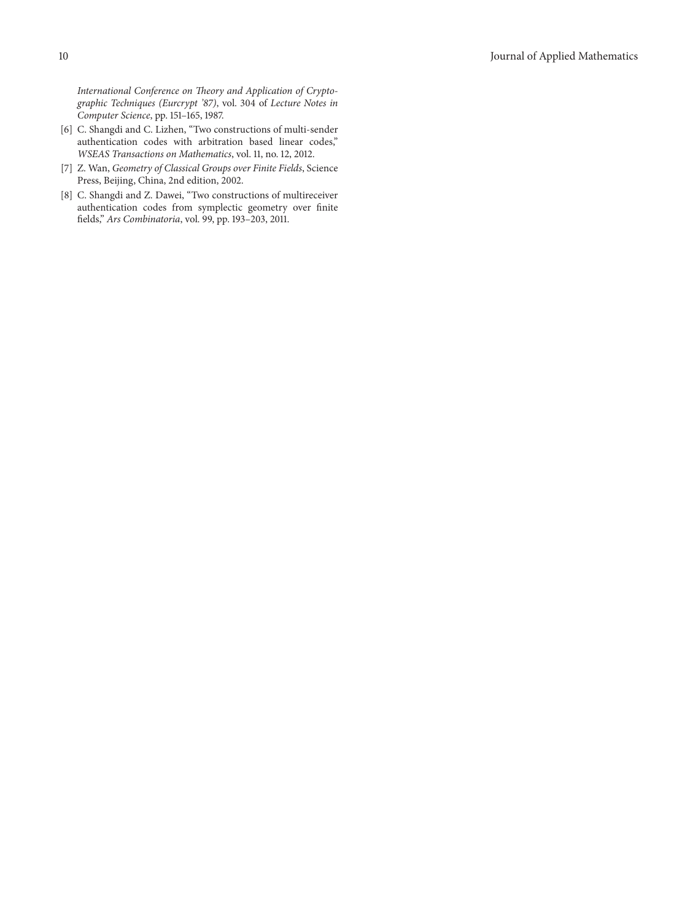*International Conference on Theory and Application of Cryptographic Techniques (Eurcrypt '87)*, vol. 304 of *Lecture Notes in Computer Science*, pp. 151–165, 1987.

[6] C. Shangdi and C. Lizhen, "Two constructions of multi-sender authentication codes with arbitration based linear codes," *WSEAS Transactions on Mathematics*, vol. 11, no. 12, 2012.

[7] Z. Wan, *Geometry of Classical Groups over Finite Fields*, Science Press, Beijing, China, 2nd edition, 2002.

[8] C. Shangdi and Z. Dawei, "Two constructions of multireceiver authentication codes from symplectic geometry over finite fields," *Ars Combinatoria*, vol. 99, pp. 193–203, 2011.